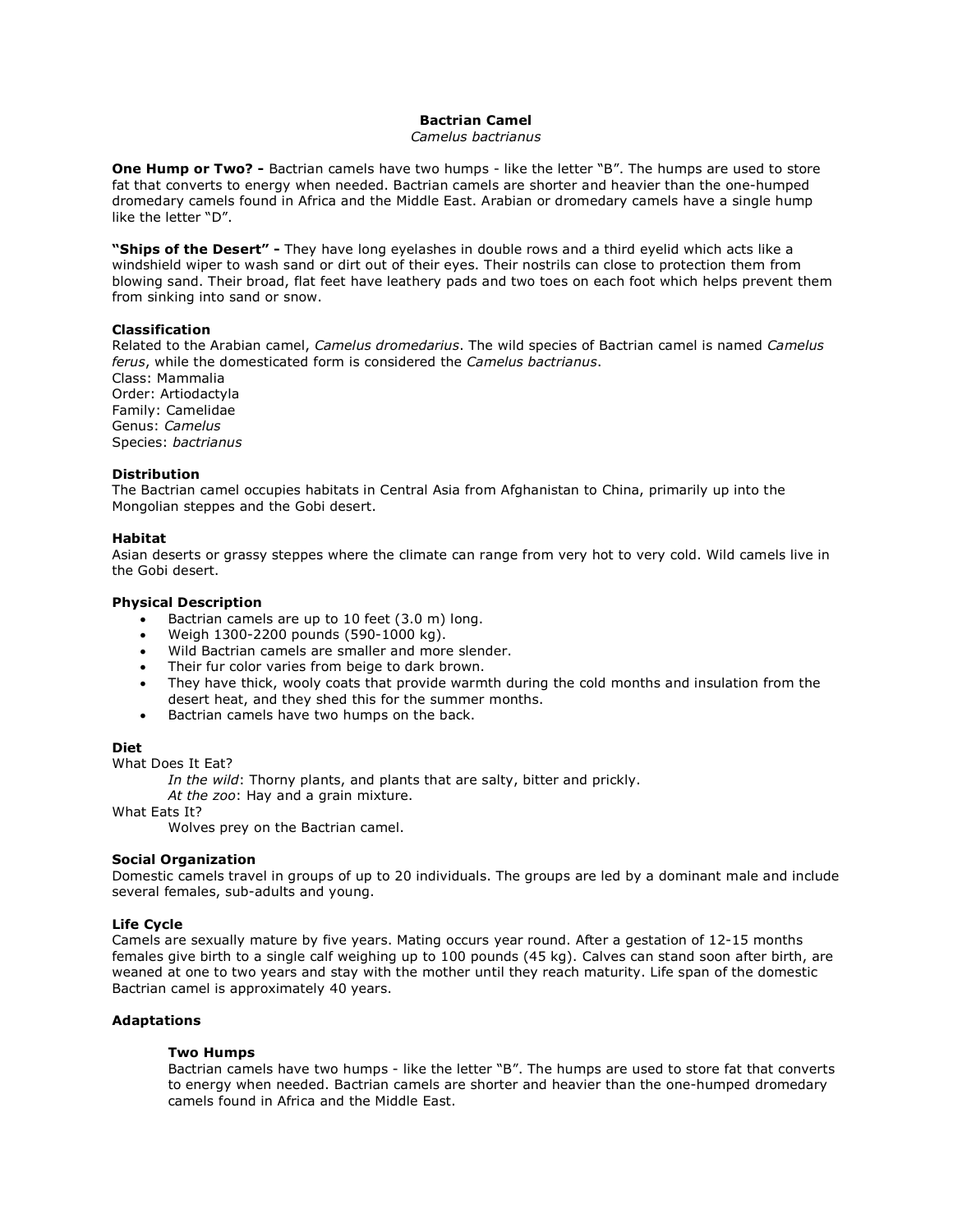# Bactrian Camel

*Camelus bactrianus*

**One Hump or Two? -** Bactrian camels have two humps - like the letter "B". The humps are used to store fat that converts to energy when needed. Bactrian camels are shorter and heavier than the one-humped dromedary camels found in Africa and the Middle East. Arabian or dromedary camels have a single hump like the letter "D".

**"Ships of the Desert" -** They have long eyelashes in double rows and a third eyelid which acts like a windshield wiper to wash sand or dirt out of their eyes. Their nostrils can close to protection them from blowing sand. Their broad, flat feet have leathery pads and two toes on each foot which helps prevent them from sinking into sand or snow.

## Classification

Related to the Arabian camel, *Camelus dromedarius*. The wild species of Bactrian camel is named *Camelus ferus*, while the domesticated form is considered the *Camelus bactrianus*.
Class: Mammalia
Order: Artiodactyla
Family: Camelidae
Genus: *Camelus*
Species: *bactrianus*

## Distribution

The Bactrian camel occupies habitats in Central Asia from Afghanistan to China, primarily up into the Mongolian steppes and the Gobi desert.

## Habitat

Asian deserts or grassy steppes where the climate can range from very hot to very cold. Wild camels live in the Gobi desert.

## Physical Description

- Bactrian camels are up to 10 feet (3.0 m) long.
- Weigh 1300-2200 pounds (590-1000 kg).
- Wild Bactrian camels are smaller and more slender.
- Their fur color varies from beige to dark brown.
- They have thick, wooly coats that provide warmth during the cold months and insulation from the desert heat, and they shed this for the summer months.
- Bactrian camels have two humps on the back.

## Diet

What Does It Eat?

*In the wild*: Thorny plants, and plants that are salty, bitter and prickly.
*At the zoo*: Hay and a grain mixture.

What Eats It?

Wolves prey on the Bactrian camel.

## Social Organization

Domestic camels travel in groups of up to 20 individuals. The groups are led by a dominant male and include several females, sub-adults and young.

## Life Cycle

Camels are sexually mature by five years. Mating occurs year round. After a gestation of 12-15 months females give birth to a single calf weighing up to 100 pounds (45 kg). Calves can stand soon after birth, are weaned at one to two years and stay with the mother until they reach maturity. Life span of the domestic Bactrian camel is approximately 40 years.

## Adaptations

### Two Humps

Bactrian camels have two humps - like the letter "B". The humps are used to store fat that converts to energy when needed. Bactrian camels are shorter and heavier than the one-humped dromedary camels found in Africa and the Middle East.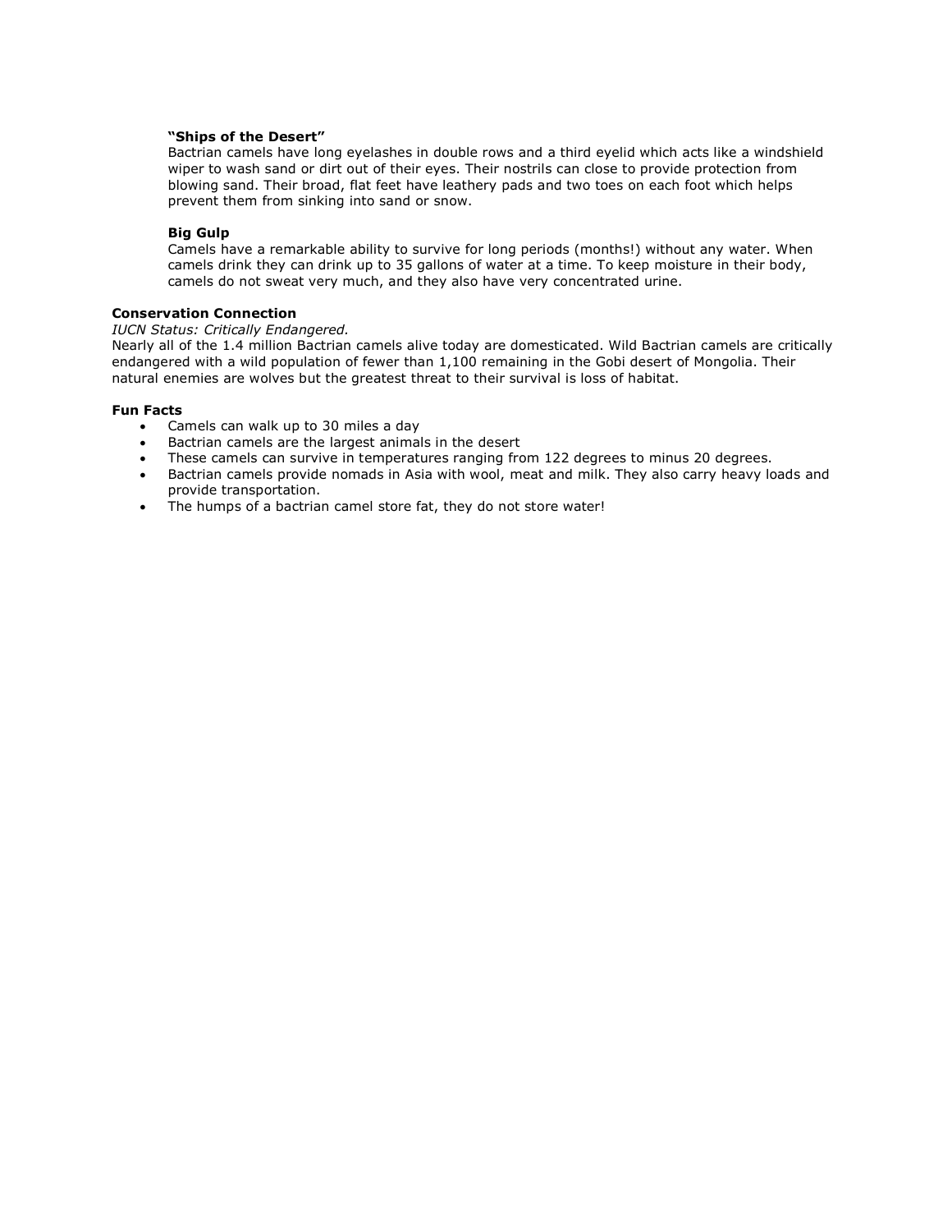**"Ships of the Desert"**
Bactrian camels have long eyelashes in double rows and a third eyelid which acts like a windshield wiper to wash sand or dirt out of their eyes. Their nostrils can close to provide protection from blowing sand. Their broad, flat feet have leathery pads and two toes on each foot which helps prevent them from sinking into sand or snow.

**Big Gulp**
Camels have a remarkable ability to survive for long periods (months!) without any water. When camels drink they can drink up to 35 gallons of water at a time. To keep moisture in their body, camels do not sweat very much, and they also have very concentrated urine.

**Conservation Connection**
*IUCN Status: Critically Endangered.*
Nearly all of the 1.4 million Bactrian camels alive today are domesticated. Wild Bactrian camels are critically endangered with a wild population of fewer than 1,100 remaining in the Gobi desert of Mongolia. Their natural enemies are wolves but the greatest threat to their survival is loss of habitat.

**Fun Facts**

- Camels can walk up to 30 miles a day
- Bactrian camels are the largest animals in the desert
- These camels can survive in temperatures ranging from 122 degrees to minus 20 degrees.
- Bactrian camels provide nomads in Asia with wool, meat and milk. They also carry heavy loads and provide transportation.
- The humps of a bactrian camel store fat, they do not store water!